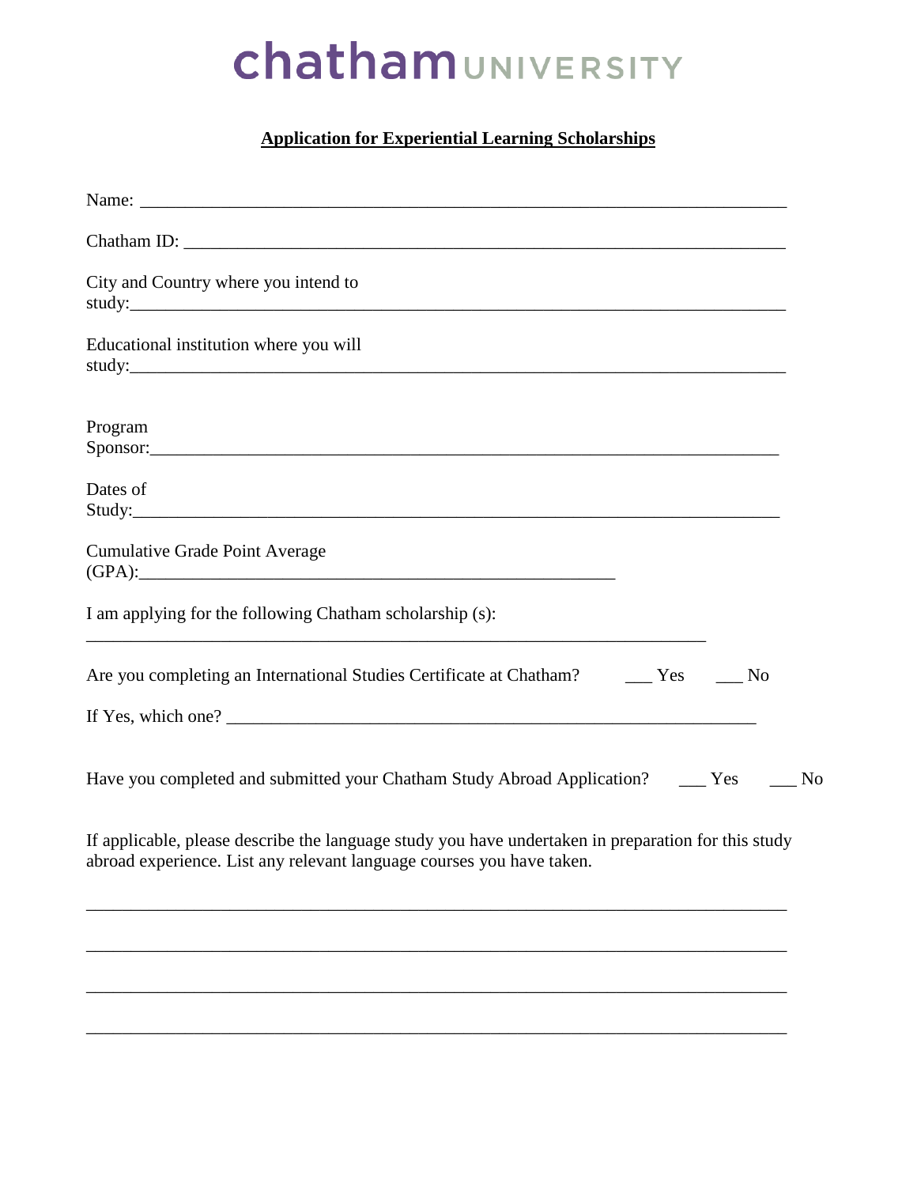chatham UNIVERSITY

**Application for Experiential Learning Scholarships**

Name: ___________________________________________________________________________

Chatham ID: ______________________________________________________________________

City and Country where you intend to study:_______________________________________________________________________

Educational institution where you will study:_______________________________________________________________________

Program Sponsor:____________________________________________________________________

Dates of Study:_______________________________________________________________________

Cumulative Grade Point Average (GPA):____________________________________________________

I am applying for the following Chatham scholarship (s):

______________________________________________________________________

Are you completing an International Studies Certificate at Chatham? ___ Yes ___ No

If Yes, which one? ____________________________________________________________

Have you completed and submitted your Chatham Study Abroad Application? ___ Yes ___ No

If applicable, please describe the language study you have undertaken in preparation for this study abroad experience. List any relevant language courses you have taken.

________________________________________________________________________________

________________________________________________________________________________

________________________________________________________________________________

________________________________________________________________________________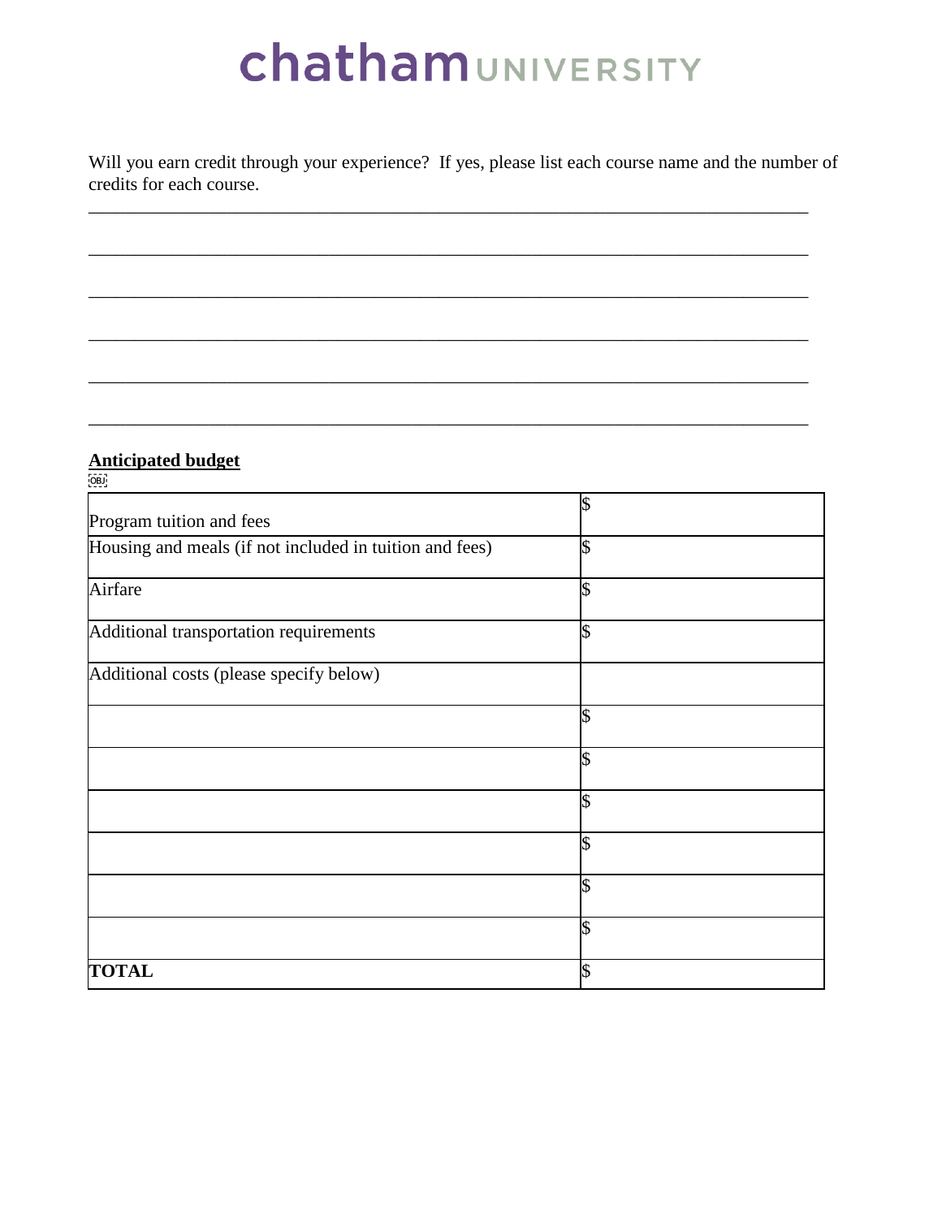chatham UNIVERSITY

Will you earn credit through your experience? If yes, please list each course name and the number of credits for each course.

\_\_\_\_\_\_\_\_\_\_\_\_\_\_\_\_\_\_\_\_\_\_\_\_\_\_\_\_\_\_\_\_\_\_\_\_\_\_\_\_\_\_\_\_\_\_\_\_\_\_\_\_\_\_\_\_\_\_\_\_\_\_\_\_\_\_\_\_\_\_\_\_\_\_\_\_

\_\_\_\_\_\_\_\_\_\_\_\_\_\_\_\_\_\_\_\_\_\_\_\_\_\_\_\_\_\_\_\_\_\_\_\_\_\_\_\_\_\_\_\_\_\_\_\_\_\_\_\_\_\_\_\_\_\_\_\_\_\_\_\_\_\_\_\_\_\_\_\_\_\_\_\_

\_\_\_\_\_\_\_\_\_\_\_\_\_\_\_\_\_\_\_\_\_\_\_\_\_\_\_\_\_\_\_\_\_\_\_\_\_\_\_\_\_\_\_\_\_\_\_\_\_\_\_\_\_\_\_\_\_\_\_\_\_\_\_\_\_\_\_\_\_\_\_\_\_\_\_\_

\_\_\_\_\_\_\_\_\_\_\_\_\_\_\_\_\_\_\_\_\_\_\_\_\_\_\_\_\_\_\_\_\_\_\_\_\_\_\_\_\_\_\_\_\_\_\_\_\_\_\_\_\_\_\_\_\_\_\_\_\_\_\_\_\_\_\_\_\_\_\_\_\_\_\_\_

\_\_\_\_\_\_\_\_\_\_\_\_\_\_\_\_\_\_\_\_\_\_\_\_\_\_\_\_\_\_\_\_\_\_\_\_\_\_\_\_\_\_\_\_\_\_\_\_\_\_\_\_\_\_\_\_\_\_\_\_\_\_\_\_\_\_\_\_\_\_\_\_\_\_\_\_

\_\_\_\_\_\_\_\_\_\_\_\_\_\_\_\_\_\_\_\_\_\_\_\_\_\_\_\_\_\_\_\_\_\_\_\_\_\_\_\_\_\_\_\_\_\_\_\_\_\_\_\_\_\_\_\_\_\_\_\_\_\_\_\_\_\_\_\_\_\_\_\_\_\_\_\_

**Anticipated budget**

| | |
|---|---|
| Program tuition and fees | $ |
| Housing and meals (if not included in tuition and fees) | $ |
| Airfare | $ |
| Additional transportation requirements | $ |
| Additional costs (please specify below) | |
| | $ |
| | $ |
| | $ |
| | $ |
| | $ |
| | $ |
| **TOTAL** | $ |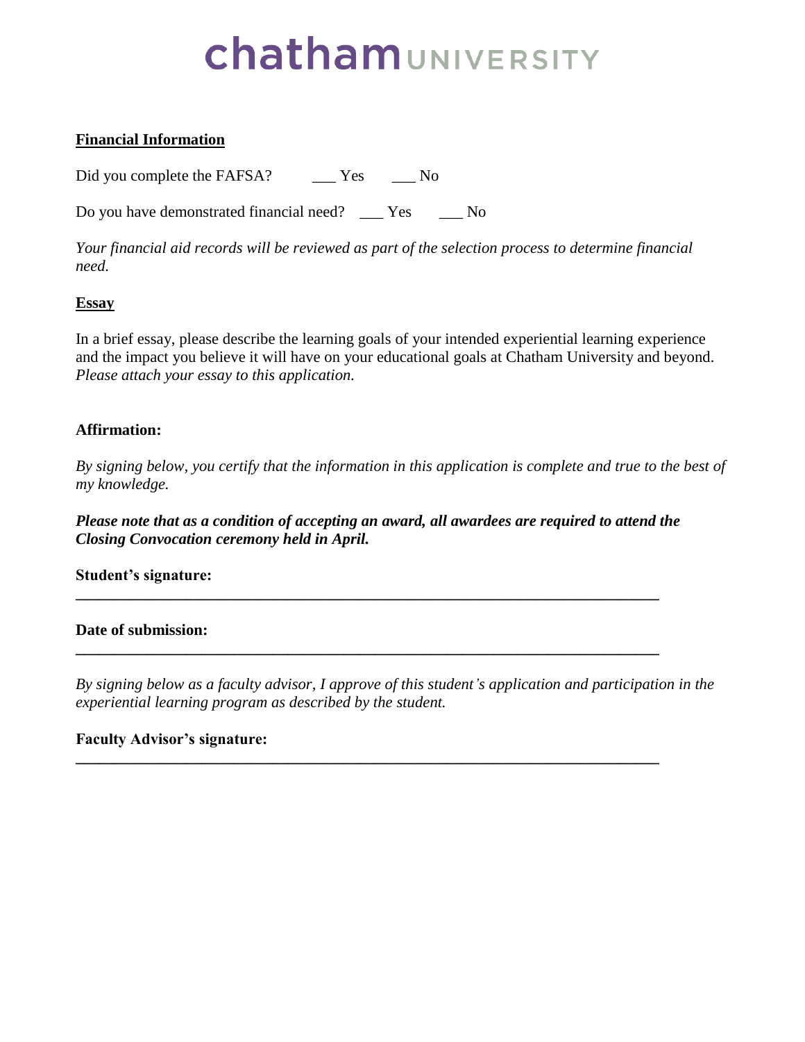# chatham UNIVERSITY

**<u>Financial Information</u>**

Did you complete the FAFSA? ___ Yes ___ No

Do you have demonstrated financial need? ___ Yes ___ No

*Your financial aid records will be reviewed as part of the selection process to determine financial need.*

**<u>Essay</u>**

In a brief essay, please describe the learning goals of your intended experiential learning experience and the impact you believe it will have on your educational goals at Chatham University and beyond. *Please attach your essay to this application.*

**Affirmation:**

*By signing below, you certify that the information in this application is complete and true to the best of my knowledge.*

***Please note that as a condition of accepting an award, all awardees are required to attend the Closing Convocation ceremony held in April.***

**Student's signature:**

______________________________________________________________________________

**Date of submission:**

______________________________________________________________________________

*By signing below as a faculty advisor, I approve of this student's application and participation in the experiential learning program as described by the student.*

**Faculty Advisor's signature:**

______________________________________________________________________________